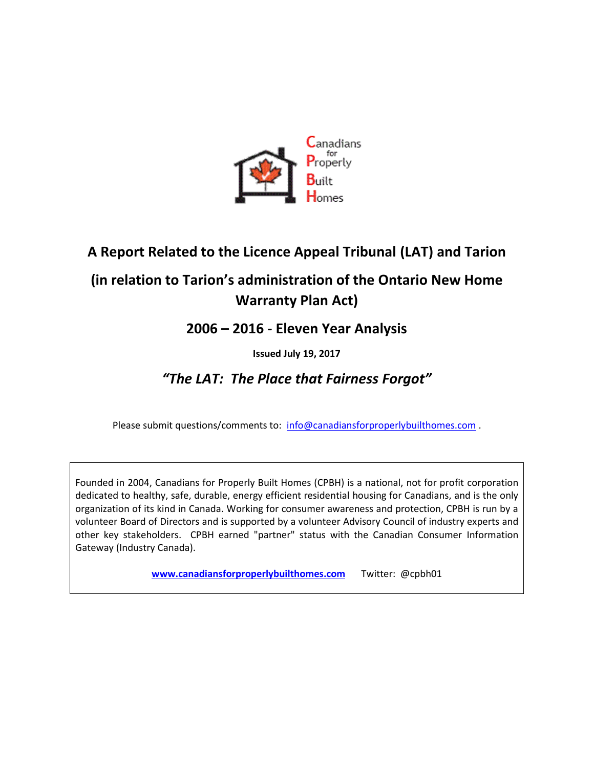Canadians for Properly Built Homes

# A Report Related to the Licence Appeal Tribunal (LAT) and Tarion

## (in relation to Tarion's administration of the Ontario New Home Warranty Plan Act)

## 2006 – 2016 - Eleven Year Analysis

**Issued July 19, 2017**

### *"The LAT: The Place that Fairness Forgot"*

Please submit questions/comments to: info@canadiansforproperlybuilthomes.com .

Founded in 2004, Canadians for Properly Built Homes (CPBH) is a national, not for profit corporation dedicated to healthy, safe, durable, energy efficient residential housing for Canadians, and is the only organization of its kind in Canada. Working for consumer awareness and protection, CPBH is run by a volunteer Board of Directors and is supported by a volunteer Advisory Council of industry experts and other key stakeholders. CPBH earned "partner" status with the Canadian Consumer Information Gateway (Industry Canada).

**www.canadiansforproperlybuilthomes.com** Twitter: @cpbh01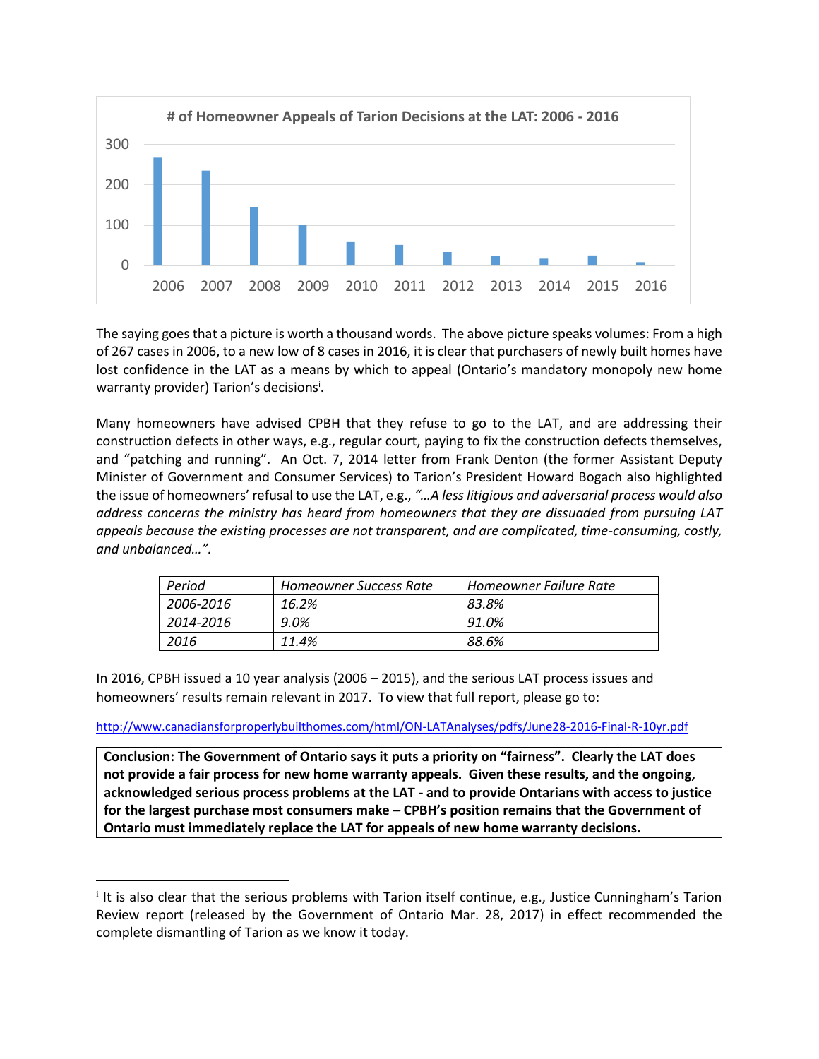# of Homeowner Appeals of Tarion Decisions at the LAT: 2006 - 2016

300
200
100
0

2006 2007 2008 2009 2010 2011 2012 2013 2014 2015 2016

The saying goes that a picture is worth a thousand words. The above picture speaks volumes: From a high of 267 cases in 2006, to a new low of 8 cases in 2016, it is clear that purchasers of newly built homes have lost confidence in the LAT as a means by which to appeal (Ontario's mandatory monopoly new home warranty provider) Tarion's decisions[i].

Many homeowners have advised CPBH that they refuse to go to the LAT, and are addressing their construction defects in other ways, e.g., regular court, paying to fix the construction defects themselves, and "patching and running". An Oct. 7, 2014 letter from Frank Denton (the former Assistant Deputy Minister of Government and Consumer Services) to Tarion's President Howard Bogach also highlighted the issue of homeowners' refusal to use the LAT, e.g., *"…A less litigious and adversarial process would also address concerns the ministry has heard from homeowners that they are dissuaded from pursuing LAT appeals because the existing processes are not transparent, and are complicated, time-consuming, costly, and unbalanced…".*

| *Period* | *Homeowner Success Rate* | *Homeowner Failure Rate* |
|---|---|---|
| *2006-2016* | *16.2%* | *83.8%* |
| *2014-2016* | *9.0%* | *91.0%* |
| *2016* | *11.4%* | *88.6%* |

In 2016, CPBH issued a 10 year analysis (2006 – 2015), and the serious LAT process issues and homeowners' results remain relevant in 2017. To view that full report, please go to:

http://www.canadiansforproperlybuilthomes.com/html/ON-LATAnalyses/pdfs/June28-2016-Final-R-10yr.pdf

**Conclusion: The Government of Ontario says it puts a priority on "fairness". Clearly the LAT does not provide a fair process for new home warranty appeals. Given these results, and the ongoing, acknowledged serious process problems at the LAT - and to provide Ontarians with access to justice for the largest purchase most consumers make – CPBH's position remains that the Government of Ontario must immediately replace the LAT for appeals of new home warranty decisions.**

---

[i] It is also clear that the serious problems with Tarion itself continue, e.g., Justice Cunningham's Tarion Review report (released by the Government of Ontario Mar. 28, 2017) in effect recommended the complete dismantling of Tarion as we know it today.